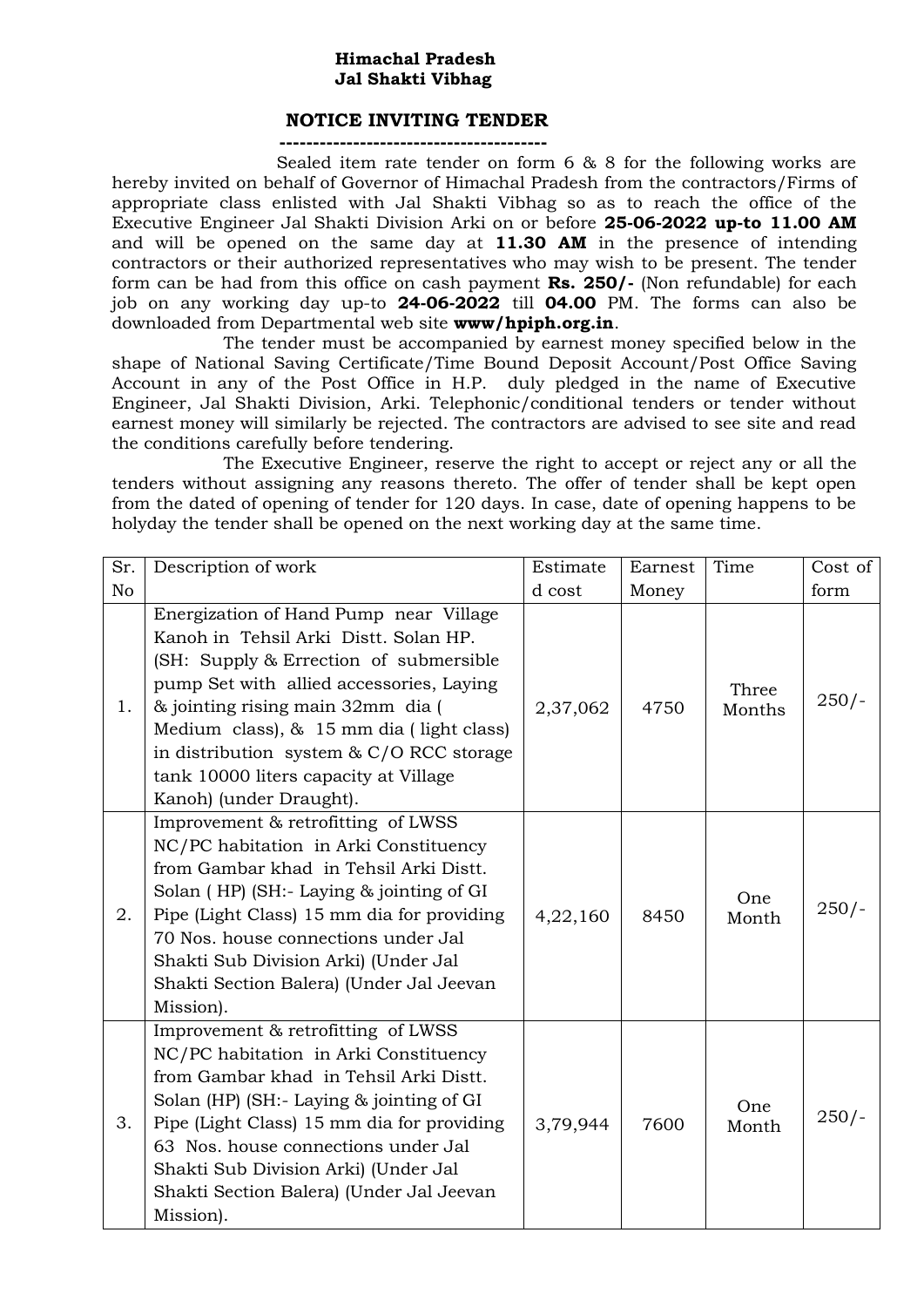**Himachal Pradesh**
**Jal Shakti Vibhag**

## NOTICE INVITING TENDER

Sealed item rate tender on form 6 & 8 for the following works are hereby invited on behalf of Governor of Himachal Pradesh from the contractors/Firms of appropriate class enlisted with Jal Shakti Vibhag so as to reach the office of the Executive Engineer Jal Shakti Division Arki on or before **25-06-2022 up-to 11.00 AM** and will be opened on the same day at **11.30 AM** in the presence of intending contractors or their authorized representatives who may wish to be present. The tender form can be had from this office on cash payment **Rs. 250/-** (Non refundable) for each job on any working day up-to **24-06-2022** till **04.00** PM. The forms can also be downloaded from Departmental web site **www/hpiph.org.in**.

The tender must be accompanied by earnest money specified below in the shape of National Saving Certificate/Time Bound Deposit Account/Post Office Saving Account in any of the Post Office in H.P. duly pledged in the name of Executive Engineer, Jal Shakti Division, Arki. Telephonic/conditional tenders or tender without earnest money will similarly be rejected. The contractors are advised to see site and read the conditions carefully before tendering.

The Executive Engineer, reserve the right to accept or reject any or all the tenders without assigning any reasons thereto. The offer of tender shall be kept open from the dated of opening of tender for 120 days. In case, date of opening happens to be holyday the tender shall be opened on the next working day at the same time.

| Sr. No | Description of work | Estimated cost | Earnest Money | Time | Cost of form |
|---|---|---|---|---|---|
| 1. | Energization of Hand Pump near Village Kanoh in Tehsil Arki Distt. Solan HP. (SH: Supply & Errection of submersible pump Set with allied accessories, Laying & jointing rising main 32mm dia ( Medium class), & 15 mm dia ( light class) in distribution system & C/O RCC storage tank 10000 liters capacity at Village Kanoh) (under Draught). | 2,37,062 | 4750 | Three Months | 250/- |
| 2. | Improvement & retrofitting of LWSS NC/PC habitation in Arki Constituency from Gambar khad in Tehsil Arki Distt. Solan ( HP) (SH:- Laying & jointing of GI Pipe (Light Class) 15 mm dia for providing 70 Nos. house connections under Jal Shakti Sub Division Arki) (Under Jal Shakti Section Balera) (Under Jal Jeevan Mission). | 4,22,160 | 8450 | One Month | 250/- |
| 3. | Improvement & retrofitting of LWSS NC/PC habitation in Arki Constituency from Gambar khad in Tehsil Arki Distt. Solan (HP) (SH:- Laying & jointing of GI Pipe (Light Class) 15 mm dia for providing 63 Nos. house connections under Jal Shakti Sub Division Arki) (Under Jal Shakti Section Balera) (Under Jal Jeevan Mission). | 3,79,944 | 7600 | One Month | 250/- |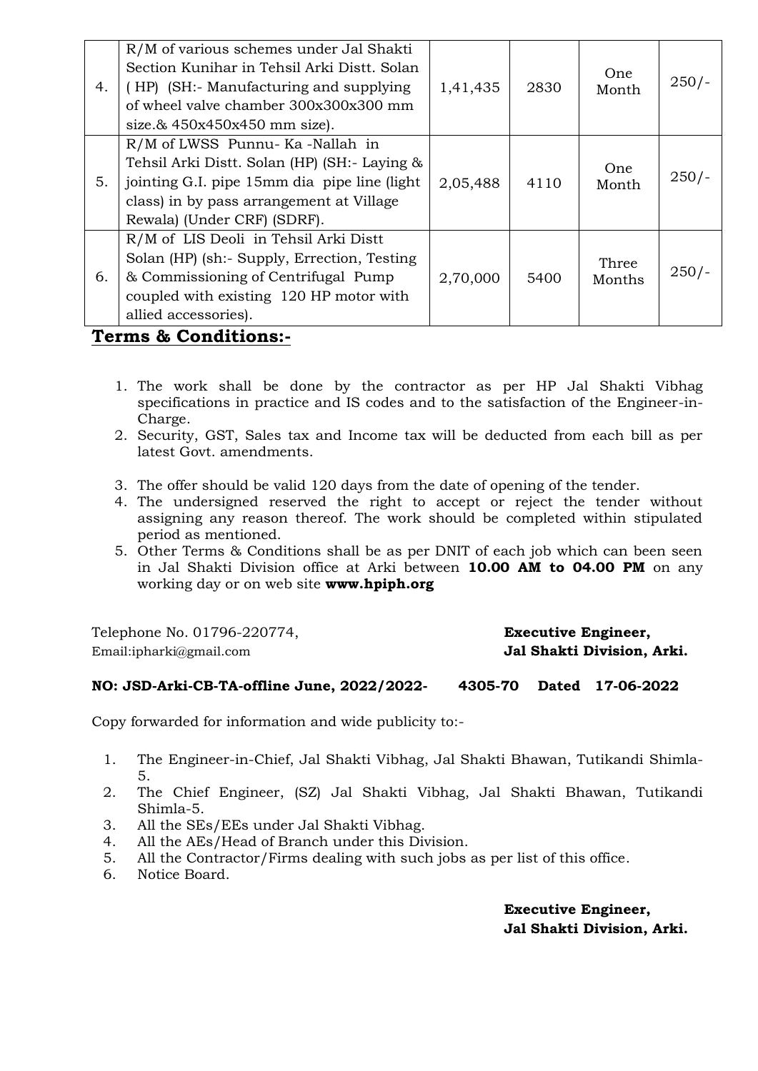| | | | | | |
|---|---|---|---|---|---|
| 4. | R/M of various schemes under Jal Shakti Section Kunihar in Tehsil Arki Distt. Solan ( HP) (SH:- Manufacturing and supplying of wheel valve chamber 300x300x300 mm size.& 450x450x450 mm size). | 1,41,435 | 2830 | One Month | 250/- |
| 5. | R/M of LWSS Punnu- Ka -Nallah in Tehsil Arki Distt. Solan (HP) (SH:- Laying & jointing G.I. pipe 15mm dia pipe line (light class) in by pass arrangement at Village Rewala) (Under CRF) (SDRF). | 2,05,488 | 4110 | One Month | 250/- |
| 6. | R/M of LIS Deoli in Tehsil Arki Distt Solan (HP) (sh:- Supply, Errection, Testing & Commissioning of Centrifugal Pump coupled with existing 120 HP motor with allied accessories). | 2,70,000 | 5400 | Three Months | 250/- |

## Terms & Conditions:-

1. The work shall be done by the contractor as per HP Jal Shakti Vibhag specifications in practice and IS codes and to the satisfaction of the Engineer-in-Charge.
2. Security, GST, Sales tax and Income tax will be deducted from each bill as per latest Govt. amendments.
3. The offer should be valid 120 days from the date of opening of the tender.
4. The undersigned reserved the right to accept or reject the tender without assigning any reason thereof. The work should be completed within stipulated period as mentioned.
5. Other Terms & Conditions shall be as per DNIT of each job which can been seen in Jal Shakti Division office at Arki between **10.00 AM to 04.00 PM** on any working day or on web site **www.hpiph.org**

Telephone No. 01796-220774,
Email:ipharki@gmail.com

**Executive Engineer,**
**Jal Shakti Division, Arki.**

**NO: JSD-Arki-CB-TA-offline June, 2022/2022- 4305-70 Dated 17-06-2022**

Copy forwarded for information and wide publicity to:-

1. The Engineer-in-Chief, Jal Shakti Vibhag, Jal Shakti Bhawan, Tutikandi Shimla-5.
2. The Chief Engineer, (SZ) Jal Shakti Vibhag, Jal Shakti Bhawan, Tutikandi Shimla-5.
3. All the SEs/EEs under Jal Shakti Vibhag.
4. All the AEs/Head of Branch under this Division.
5. All the Contractor/Firms dealing with such jobs as per list of this office.
6. Notice Board.

**Executive Engineer,**
**Jal Shakti Division, Arki.**